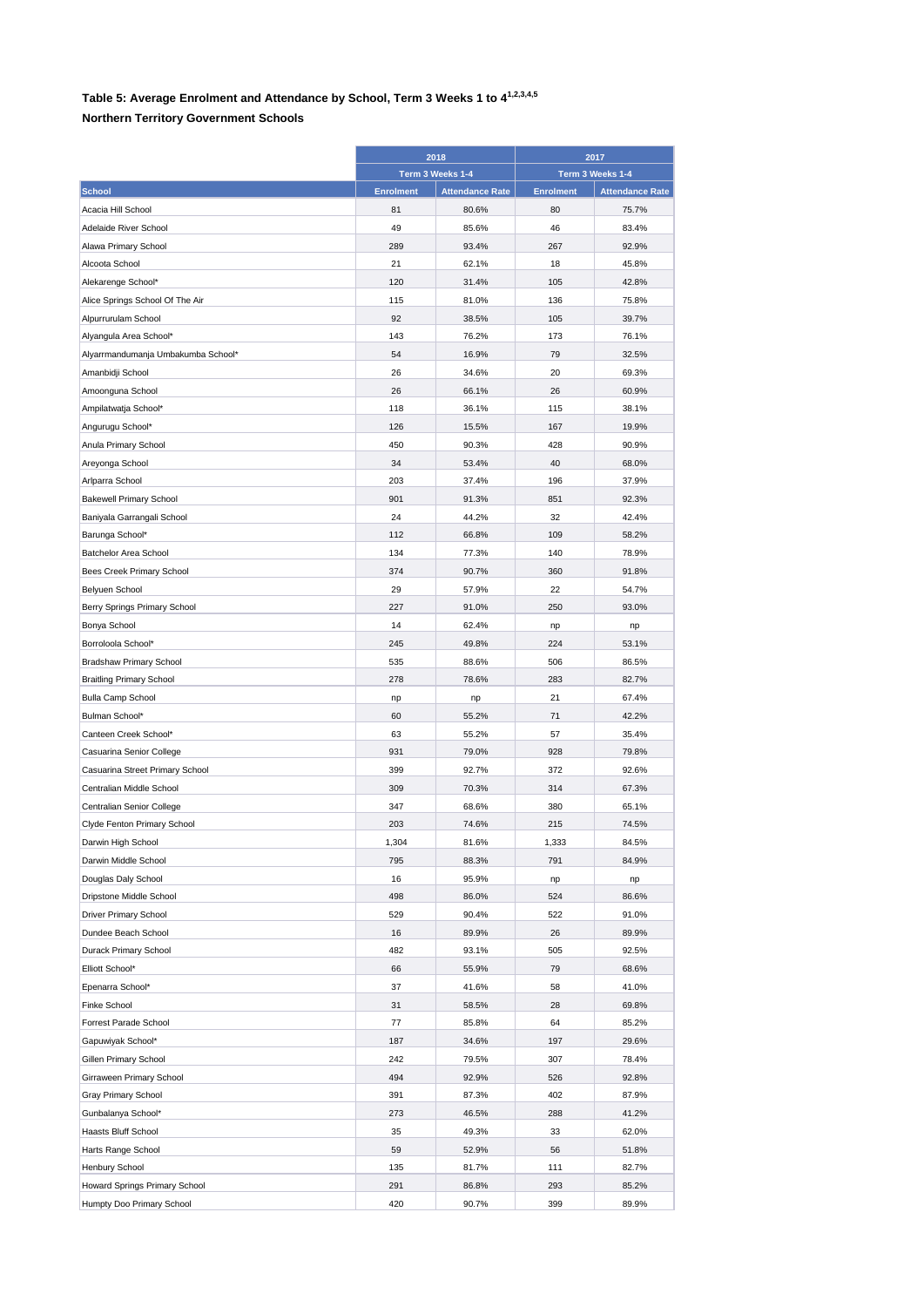**Table 5: Average Enrolment and Attendance by School, Term 3 Weeks 1 to 4[1,2,3,4,5]**

**Northern Territory Government Schools**

| | 2018 | | 2017 | |
|---|---|---|---|---|
| | Term 3 Weeks 1-4 | | Term 3 Weeks 1-4 | |
| School | Enrolment | Attendance Rate | Enrolment | Attendance Rate |
| Acacia Hill School | 81 | 80.6% | 80 | 75.7% |
| Adelaide River School | 49 | 85.6% | 46 | 83.4% |
| Alawa Primary School | 289 | 93.4% | 267 | 92.9% |
| Alcoota School | 21 | 62.1% | 18 | 45.8% |
| Alekarenge School* | 120 | 31.4% | 105 | 42.8% |
| Alice Springs School Of The Air | 115 | 81.0% | 136 | 75.8% |
| Alpurrurulam School | 92 | 38.5% | 105 | 39.7% |
| Alyangula Area School* | 143 | 76.2% | 173 | 76.1% |
| Alyarrmandumanja Umbakumba School* | 54 | 16.9% | 79 | 32.5% |
| Amanbidji School | 26 | 34.6% | 20 | 69.3% |
| Amoonguna School | 26 | 66.1% | 26 | 60.9% |
| Ampilatwatja School* | 118 | 36.1% | 115 | 38.1% |
| Angurugu School* | 126 | 15.5% | 167 | 19.9% |
| Anula Primary School | 450 | 90.3% | 428 | 90.9% |
| Areyonga School | 34 | 53.4% | 40 | 68.0% |
| Arlparra School | 203 | 37.4% | 196 | 37.9% |
| Bakewell Primary School | 901 | 91.3% | 851 | 92.3% |
| Baniyala Garrangali School | 24 | 44.2% | 32 | 42.4% |
| Barunga School* | 112 | 66.8% | 109 | 58.2% |
| Batchelor Area School | 134 | 77.3% | 140 | 78.9% |
| Bees Creek Primary School | 374 | 90.7% | 360 | 91.8% |
| Belyuen School | 29 | 57.9% | 22 | 54.7% |
| Berry Springs Primary School | 227 | 91.0% | 250 | 93.0% |
| Bonya School | 14 | 62.4% | np | np |
| Borroloola School* | 245 | 49.8% | 224 | 53.1% |
| Bradshaw Primary School | 535 | 88.6% | 506 | 86.5% |
| Braitling Primary School | 278 | 78.6% | 283 | 82.7% |
| Bulla Camp School | np | np | 21 | 67.4% |
| Bulman School* | 60 | 55.2% | 71 | 42.2% |
| Canteen Creek School* | 63 | 55.2% | 57 | 35.4% |
| Casuarina Senior College | 931 | 79.0% | 928 | 79.8% |
| Casuarina Street Primary School | 399 | 92.7% | 372 | 92.6% |
| Centralian Middle School | 309 | 70.3% | 314 | 67.3% |
| Centralian Senior College | 347 | 68.6% | 380 | 65.1% |
| Clyde Fenton Primary School | 203 | 74.6% | 215 | 74.5% |
| Darwin High School | 1,304 | 81.6% | 1,333 | 84.5% |
| Darwin Middle School | 795 | 88.3% | 791 | 84.9% |
| Douglas Daly School | 16 | 95.9% | np | np |
| Dripstone Middle School | 498 | 86.0% | 524 | 86.6% |
| Driver Primary School | 529 | 90.4% | 522 | 91.0% |
| Dundee Beach School | 16 | 89.9% | 26 | 89.9% |
| Durack Primary School | 482 | 93.1% | 505 | 92.5% |
| Elliott School* | 66 | 55.9% | 79 | 68.6% |
| Epenarra School* | 37 | 41.6% | 58 | 41.0% |
| Finke School | 31 | 58.5% | 28 | 69.8% |
| Forrest Parade School | 77 | 85.8% | 64 | 85.2% |
| Gapuwiyak School* | 187 | 34.6% | 197 | 29.6% |
| Gillen Primary School | 242 | 79.5% | 307 | 78.4% |
| Girraween Primary School | 494 | 92.9% | 526 | 92.8% |
| Gray Primary School | 391 | 87.3% | 402 | 87.9% |
| Gunbalanya School* | 273 | 46.5% | 288 | 41.2% |
| Haasts Bluff School | 35 | 49.3% | 33 | 62.0% |
| Harts Range School | 59 | 52.9% | 56 | 51.8% |
| Henbury School | 135 | 81.7% | 111 | 82.7% |
| Howard Springs Primary School | 291 | 86.8% | 293 | 85.2% |
| Humpty Doo Primary School | 420 | 90.7% | 399 | 89.9% |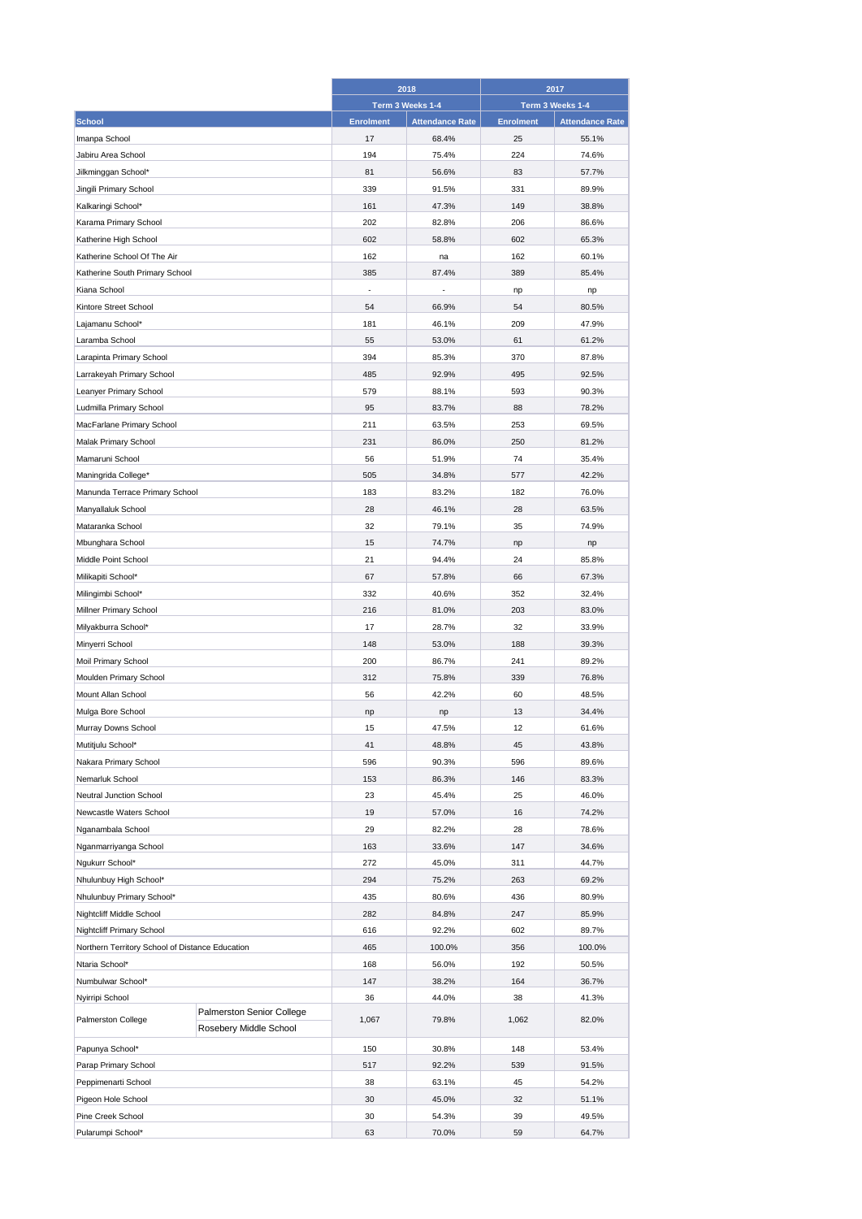| School | 2018 | | 2017 | |
|---|---|---|---|---|
| | Term 3 Weeks 1-4 | | Term 3 Weeks 1-4 | |
| | Enrolment | Attendance Rate | Enrolment | Attendance Rate |
| Imanpa School | 17 | 68.4% | 25 | 55.1% |
| Jabiru Area School | 194 | 75.4% | 224 | 74.6% |
| Jilkminggan School* | 81 | 56.6% | 83 | 57.7% |
| Jingili Primary School | 339 | 91.5% | 331 | 89.9% |
| Kalkaringi School* | 161 | 47.3% | 149 | 38.8% |
| Karama Primary School | 202 | 82.8% | 206 | 86.6% |
| Katherine High School | 602 | 58.8% | 602 | 65.3% |
| Katherine School Of The Air | 162 | na | 162 | 60.1% |
| Katherine South Primary School | 385 | 87.4% | 389 | 85.4% |
| Kiana School | - | - | np | np |
| Kintore Street School | 54 | 66.9% | 54 | 80.5% |
| Lajamanu School* | 181 | 46.1% | 209 | 47.9% |
| Laramba School | 55 | 53.0% | 61 | 61.2% |
| Larapinta Primary School | 394 | 85.3% | 370 | 87.8% |
| Larrakeyah Primary School | 485 | 92.9% | 495 | 92.5% |
| Leanyer Primary School | 579 | 88.1% | 593 | 90.3% |
| Ludmilla Primary School | 95 | 83.7% | 88 | 78.2% |
| MacFarlane Primary School | 211 | 63.5% | 253 | 69.5% |
| Malak Primary School | 231 | 86.0% | 250 | 81.2% |
| Mamaruni School | 56 | 51.9% | 74 | 35.4% |
| Maningrida College* | 505 | 34.8% | 577 | 42.2% |
| Manunda Terrace Primary School | 183 | 83.2% | 182 | 76.0% |
| Manyallaluk School | 28 | 46.1% | 28 | 63.5% |
| Mataranka School | 32 | 79.1% | 35 | 74.9% |
| Mbunghara School | 15 | 74.7% | np | np |
| Middle Point School | 21 | 94.4% | 24 | 85.8% |
| Milikapiti School* | 67 | 57.8% | 66 | 67.3% |
| Milingimbi School* | 332 | 40.6% | 352 | 32.4% |
| Millner Primary School | 216 | 81.0% | 203 | 83.0% |
| Milyakburra School* | 17 | 28.7% | 32 | 33.9% |
| Minyerri School | 148 | 53.0% | 188 | 39.3% |
| Moil Primary School | 200 | 86.7% | 241 | 89.2% |
| Moulden Primary School | 312 | 75.8% | 339 | 76.8% |
| Mount Allan School | 56 | 42.2% | 60 | 48.5% |
| Mulga Bore School | np | np | 13 | 34.4% |
| Murray Downs School | 15 | 47.5% | 12 | 61.6% |
| Mutitjulu School* | 41 | 48.8% | 45 | 43.8% |
| Nakara Primary School | 596 | 90.3% | 596 | 89.6% |
| Nemarluk School | 153 | 86.3% | 146 | 83.3% |
| Neutral Junction School | 23 | 45.4% | 25 | 46.0% |
| Newcastle Waters School | 19 | 57.0% | 16 | 74.2% |
| Nganambala School | 29 | 82.2% | 28 | 78.6% |
| Nganmarriyanga School | 163 | 33.6% | 147 | 34.6% |
| Ngukurr School* | 272 | 45.0% | 311 | 44.7% |
| Nhulunbuy High School* | 294 | 75.2% | 263 | 69.2% |
| Nhulunbuy Primary School* | 435 | 80.6% | 436 | 80.9% |
| Nightcliff Middle School | 282 | 84.8% | 247 | 85.9% |
| Nightcliff Primary School | 616 | 92.2% | 602 | 89.7% |
| Northern Territory School of Distance Education | 465 | 100.0% | 356 | 100.0% |
| Ntaria School* | 168 | 56.0% | 192 | 50.5% |
| Numbulwar School* | 147 | 38.2% | 164 | 36.7% |
| Nyirripi School | 36 | 44.0% | 38 | 41.3% |
| Palmerston College (Palmerston Senior College; Rosebery Middle School) | 1,067 | 79.8% | 1,062 | 82.0% |
| Papunya School* | 150 | 30.8% | 148 | 53.4% |
| Parap Primary School | 517 | 92.2% | 539 | 91.5% |
| Peppimenarti School | 38 | 63.1% | 45 | 54.2% |
| Pigeon Hole School | 30 | 45.0% | 32 | 51.1% |
| Pine Creek School | 30 | 54.3% | 39 | 49.5% |
| Pularumpi School* | 63 | 70.0% | 59 | 64.7% |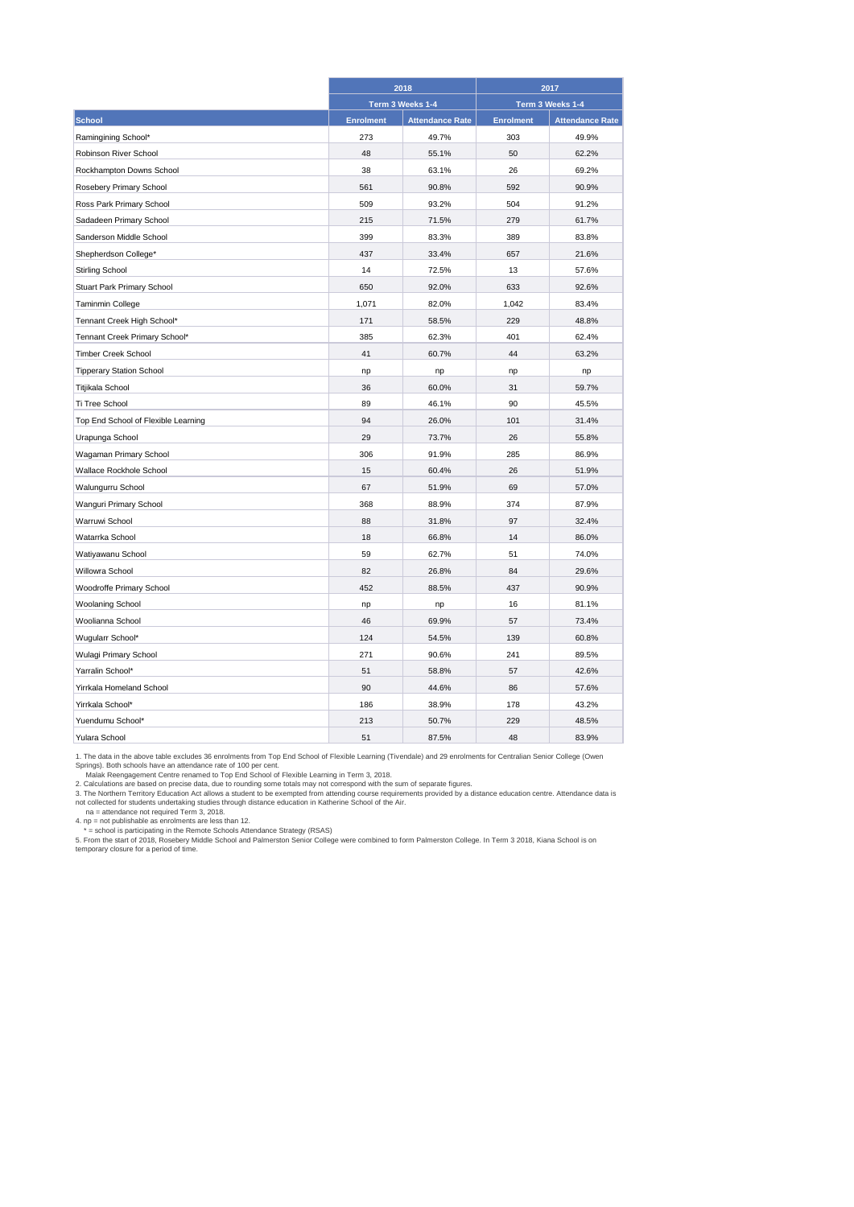| | 2018 | | 2017 | |
|---|---|---|---|---|
| | Term 3 Weeks 1-4 | | Term 3 Weeks 1-4 | |
| School | Enrolment | Attendance Rate | Enrolment | Attendance Rate |
| Ramingining School* | 273 | 49.7% | 303 | 49.9% |
| Robinson River School | 48 | 55.1% | 50 | 62.2% |
| Rockhampton Downs School | 38 | 63.1% | 26 | 69.2% |
| Rosebery Primary School | 561 | 90.8% | 592 | 90.9% |
| Ross Park Primary School | 509 | 93.2% | 504 | 91.2% |
| Sadadeen Primary School | 215 | 71.5% | 279 | 61.7% |
| Sanderson Middle School | 399 | 83.3% | 389 | 83.8% |
| Shepherdson College* | 437 | 33.4% | 657 | 21.6% |
| Stirling School | 14 | 72.5% | 13 | 57.6% |
| Stuart Park Primary School | 650 | 92.0% | 633 | 92.6% |
| Taminmin College | 1,071 | 82.0% | 1,042 | 83.4% |
| Tennant Creek High School* | 171 | 58.5% | 229 | 48.8% |
| Tennant Creek Primary School* | 385 | 62.3% | 401 | 62.4% |
| Timber Creek School | 41 | 60.7% | 44 | 63.2% |
| Tipperary Station School | np | np | np | np |
| Titjikala School | 36 | 60.0% | 31 | 59.7% |
| Ti Tree School | 89 | 46.1% | 90 | 45.5% |
| Top End School of Flexible Learning | 94 | 26.0% | 101 | 31.4% |
| Urapunga School | 29 | 73.7% | 26 | 55.8% |
| Wagaman Primary School | 306 | 91.9% | 285 | 86.9% |
| Wallace Rockhole School | 15 | 60.4% | 26 | 51.9% |
| Walungurru School | 67 | 51.9% | 69 | 57.0% |
| Wanguri Primary School | 368 | 88.9% | 374 | 87.9% |
| Warruwi School | 88 | 31.8% | 97 | 32.4% |
| Watarrka School | 18 | 66.8% | 14 | 86.0% |
| Watiyawanu School | 59 | 62.7% | 51 | 74.0% |
| Willowra School | 82 | 26.8% | 84 | 29.6% |
| Woodroffe Primary School | 452 | 88.5% | 437 | 90.9% |
| Woolaning School | np | np | 16 | 81.1% |
| Woolianna School | 46 | 69.9% | 57 | 73.4% |
| Wugularr School* | 124 | 54.5% | 139 | 60.8% |
| Wulagi Primary School | 271 | 90.6% | 241 | 89.5% |
| Yarralin School* | 51 | 58.8% | 57 | 42.6% |
| Yirrkala Homeland School | 90 | 44.6% | 86 | 57.6% |
| Yirrkala School* | 186 | 38.9% | 178 | 43.2% |
| Yuendumu School* | 213 | 50.7% | 229 | 48.5% |
| Yulara School | 51 | 87.5% | 48 | 83.9% |

1. The data in the above table excludes 36 enrolments from Top End School of Flexible Learning (Tivendale) and 29 enrolments for Centralian Senior College (Owen Springs). Both schools have an attendance rate of 100 per cent.
Malak Reengagement Centre renamed to Top End School of Flexible Learning in Term 3, 2018.
2. Calculations are based on precise data, due to rounding some totals may not correspond with the sum of separate figures.
3. The Northern Territory Education Act allows a student to be exempted from attending course requirements provided by a distance education centre. Attendance data is not collected for students undertaking studies through distance education in Katherine School of the Air.
na = attendance not required Term 3, 2018.
4. np = not publishable as enrolments are less than 12.
* = school is participating in the Remote Schools Attendance Strategy (RSAS)
5. From the start of 2018, Rosebery Middle School and Palmerston Senior College were combined to form Palmerston College. In Term 3 2018, Kiana School is on temporary closure for a period of time.